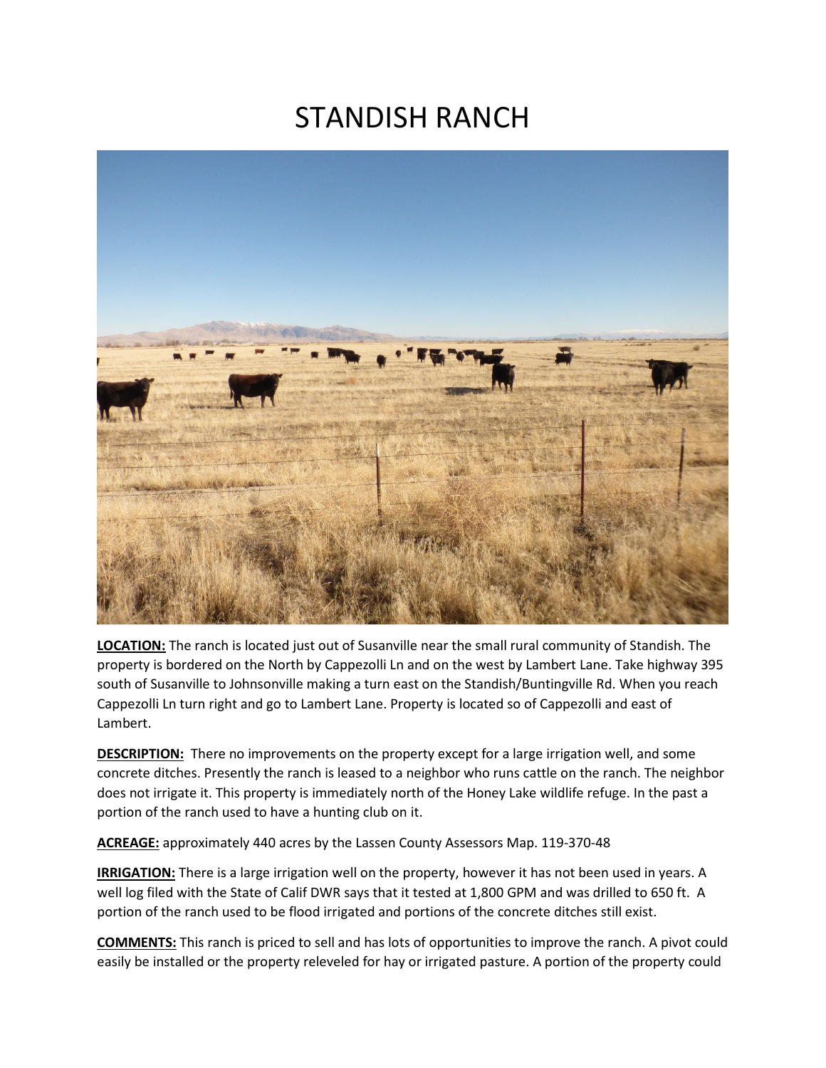# STANDISH RANCH

**LOCATION:** The ranch is located just out of Susanville near the small rural community of Standish. The property is bordered on the North by Cappezolli Ln and on the west by Lambert Lane. Take highway 395 south of Susanville to Johnsonville making a turn east on the Standish/Buntingville Rd. When you reach Cappezolli Ln turn right and go to Lambert Lane. Property is located so of Cappezolli and east of Lambert.

**DESCRIPTION:** There no improvements on the property except for a large irrigation well, and some concrete ditches. Presently the ranch is leased to a neighbor who runs cattle on the ranch. The neighbor does not irrigate it. This property is immediately north of the Honey Lake wildlife refuge. In the past a portion of the ranch used to have a hunting club on it.

**ACREAGE:** approximately 440 acres by the Lassen County Assessors Map. 119-370-48

**IRRIGATION:** There is a large irrigation well on the property, however it has not been used in years. A well log filed with the State of Calif DWR says that it tested at 1,800 GPM and was drilled to 650 ft. A portion of the ranch used to be flood irrigated and portions of the concrete ditches still exist.

**COMMENTS:** This ranch is priced to sell and has lots of opportunities to improve the ranch. A pivot could easily be installed or the property releveled for hay or irrigated pasture. A portion of the property could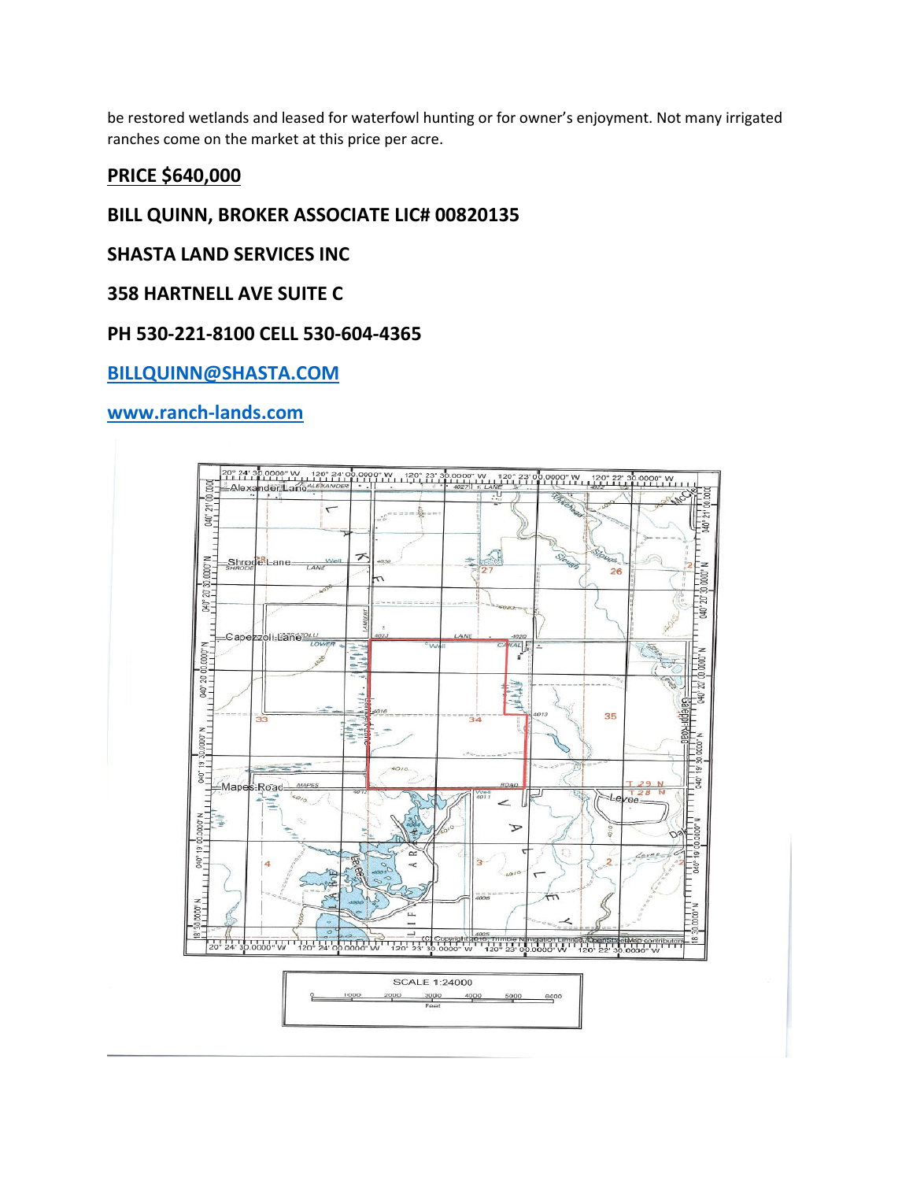be restored wetlands and leased for waterfowl hunting or for owner's enjoyment. Not many irrigated ranches come on the market at this price per acre.

**PRICE $640,000**

**BILL QUINN, BROKER ASSOCIATE LIC# 00820135**

**SHASTA LAND SERVICES INC**

**358 HARTNELL AVE SUITE C**

**PH 530-221-8100 CELL 530-604-4365**

**[BILLQUINN@SHASTA.COM](mailto:BILLQUINN@SHASTA.COM)**

**[www.ranch-lands.com](http://www.ranch-lands.com)**

Alexander Lane
Shrode Lane
Capezzoli Lane
Mapes Road
Gallop Road
Levee
27
26
33
34
35
4
3
2
T 29 N
T 28 N
(c) Copyright 2016 Trimble Navigation Limited, OpenStreetMap contributors

SCALE 1:24000
0 1000 2000 3000 4000 5000 6000
Feet